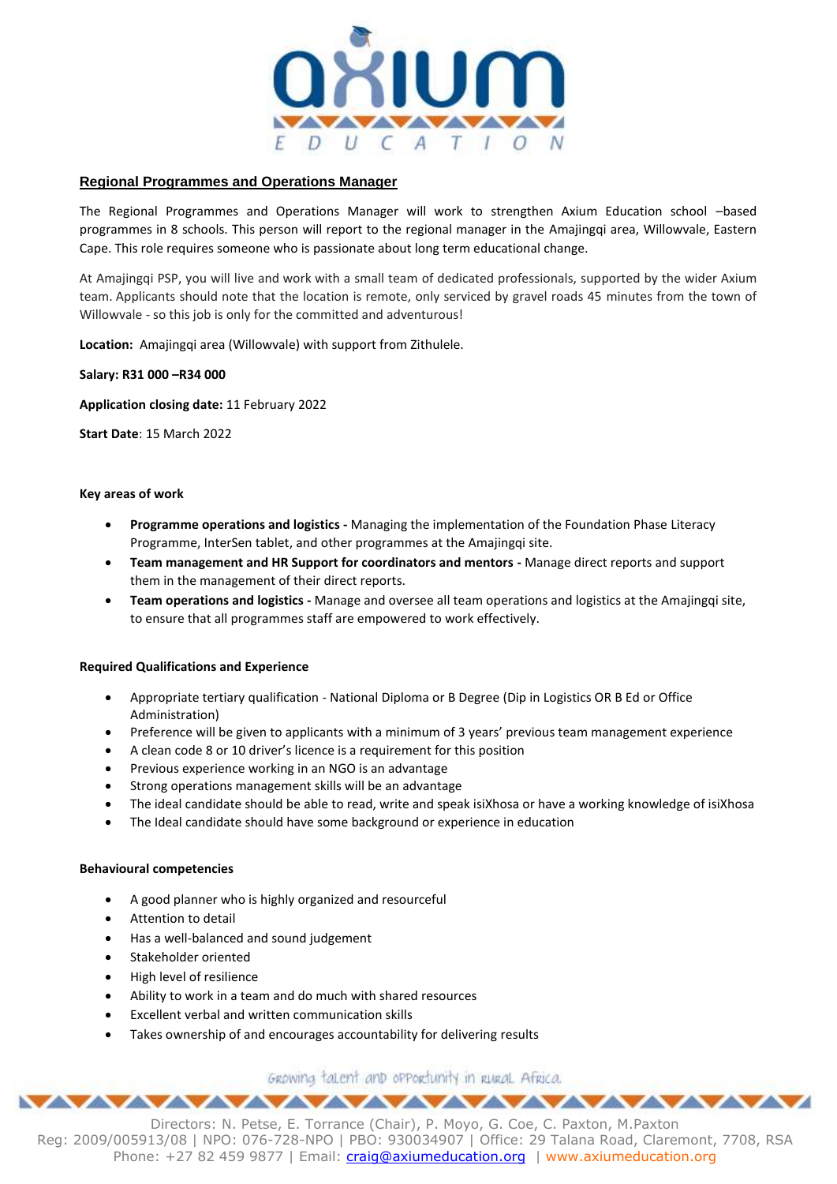axium EDUCATION

## Regional Programmes and Operations Manager

The Regional Programmes and Operations Manager will work to strengthen Axium Education school –based programmes in 8 schools. This person will report to the regional manager in the Amajingqi area, Willowvale, Eastern Cape. This role requires someone who is passionate about long term educational change.

At Amajingqi PSP, you will live and work with a small team of dedicated professionals, supported by the wider Axium team. Applicants should note that the location is remote, only serviced by gravel roads 45 minutes from the town of Willowvale - so this job is only for the committed and adventurous!

**Location:** Amajingqi area (Willowvale) with support from Zithulele.

**Salary: R31 000 –R34 000**

**Application closing date:** 11 February 2022

**Start Date**: 15 March 2022

**Key areas of work**

- **Programme operations and logistics -** Managing the implementation of the Foundation Phase Literacy Programme, InterSen tablet, and other programmes at the Amajingqi site.
- **Team management and HR Support for coordinators and mentors -** Manage direct reports and support them in the management of their direct reports.
- **Team operations and logistics -** Manage and oversee all team operations and logistics at the Amajingqi site, to ensure that all programmes staff are empowered to work effectively.

**Required Qualifications and Experience**

- Appropriate tertiary qualification - National Diploma or B Degree (Dip in Logistics OR B Ed or Office Administration)
- Preference will be given to applicants with a minimum of 3 years' previous team management experience
- A clean code 8 or 10 driver's licence is a requirement for this position
- Previous experience working in an NGO is an advantage
- Strong operations management skills will be an advantage
- The ideal candidate should be able to read, write and speak isiXhosa or have a working knowledge of isiXhosa
- The Ideal candidate should have some background or experience in education

**Behavioural competencies**

- A good planner who is highly organized and resourceful
- Attention to detail
- Has a well-balanced and sound judgement
- Stakeholder oriented
- High level of resilience
- Ability to work in a team and do much with shared resources
- Excellent verbal and written communication skills
- Takes ownership of and encourages accountability for delivering results

Growing talent and opportunity in rural Africa

Directors: N. Petse, E. Torrance (Chair), P. Moyo, G. Coe, C. Paxton, M.Paxton
Reg: 2009/005913/08 | NPO: 076-728-NPO | PBO: 930034907 | Office: 29 Talana Road, Claremont, 7708, RSA
Phone: +27 82 459 9877 | Email: craig@axiumeducation.org | www.axiumeducation.org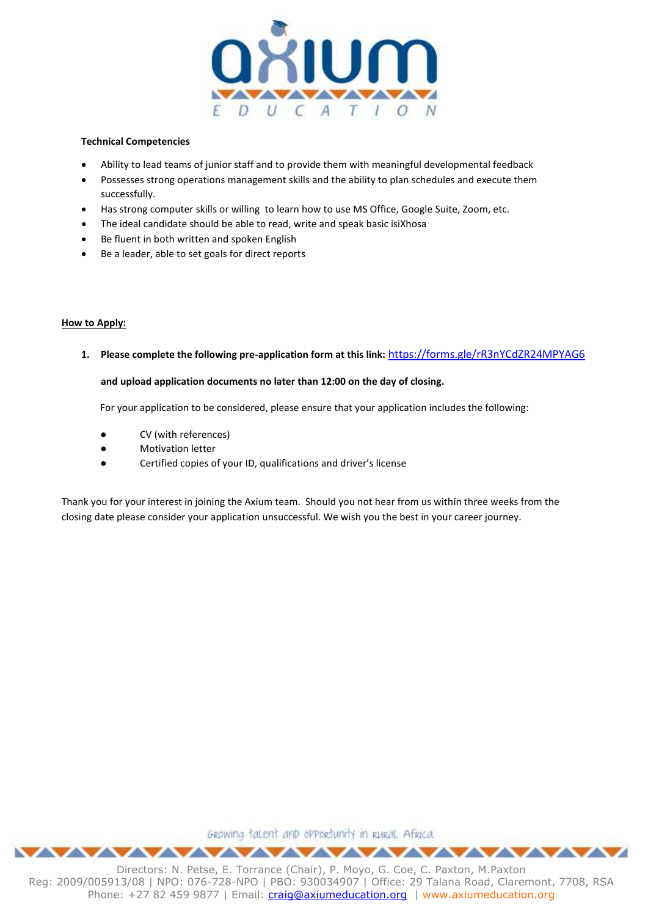**Technical Competencies**

- Ability to lead teams of junior staff and to provide them with meaningful developmental feedback
- Possesses strong operations management skills and the ability to plan schedules and execute them successfully.
- Has strong computer skills or willing to learn how to use MS Office, Google Suite, Zoom, etc.
- The ideal candidate should be able to read, write and speak basic isiXhosa
- Be fluent in both written and spoken English
- Be a leader, able to set goals for direct reports

**How to Apply:**

1. **Please complete the following pre-application form at this link:** https://forms.gle/rR3nYCdZR24MPYAG6

   **and upload application documents no later than 12:00 on the day of closing.**

   For your application to be considered, please ensure that your application includes the following:

   - CV (with references)
   - Motivation letter
   - Certified copies of your ID, qualifications and driver's license

Thank you for your interest in joining the Axium team. Should you not hear from us within three weeks from the closing date please consider your application unsuccessful. We wish you the best in your career journey.